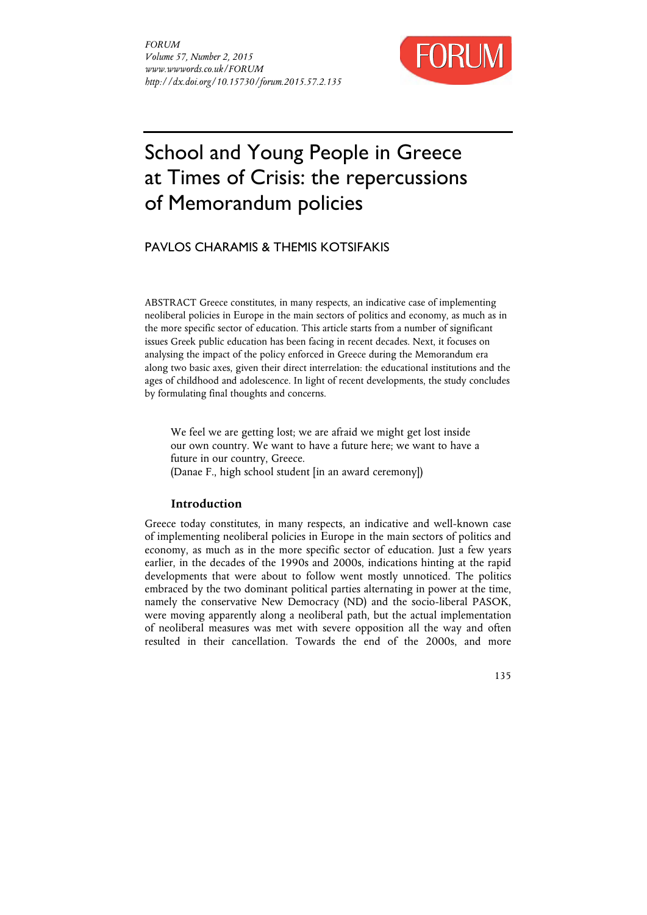# School and Young People in Greece at Times of Crisis: the repercussions of Memorandum policies

PAVLOS CHARAMIS & THEMIS KOTSIFAKIS

ABSTRACT Greece constitutes, in many respects, an indicative case of implementing neoliberal policies in Europe in the main sectors of politics and economy, as much as in the more specific sector of education. This article starts from a number of significant issues Greek public education has been facing in recent decades. Next, it focuses on analysing the impact of the policy enforced in Greece during the Memorandum era along two basic axes, given their direct interrelation: the educational institutions and the ages of childhood and adolescence. In light of recent developments, the study concludes by formulating final thoughts and concerns.

> We feel we are getting lost; we are afraid we might get lost inside our own country. We want to have a future here; we want to have a future in our country, Greece.
> (Danae F., high school student [in an award ceremony])

## Introduction

Greece today constitutes, in many respects, an indicative and well-known case of implementing neoliberal policies in Europe in the main sectors of politics and economy, as much as in the more specific sector of education. Just a few years earlier, in the decades of the 1990s and 2000s, indications hinting at the rapid developments that were about to follow went mostly unnoticed. The politics embraced by the two dominant political parties alternating in power at the time, namely the conservative New Democracy (ND) and the socio-liberal PASOK, were moving apparently along a neoliberal path, but the actual implementation of neoliberal measures was met with severe opposition all the way and often resulted in their cancellation. Towards the end of the 2000s, and more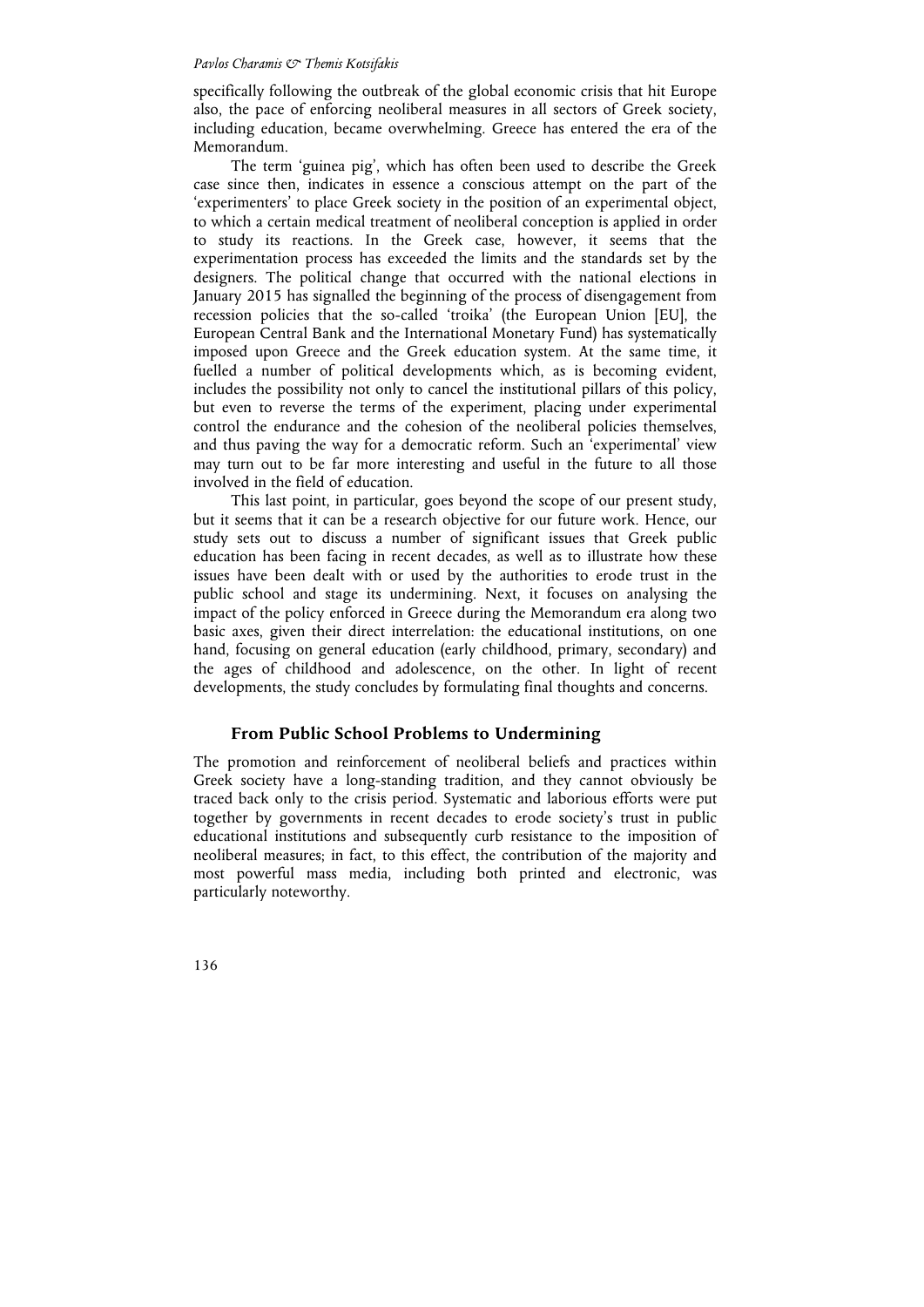specifically following the outbreak of the global economic crisis that hit Europe also, the pace of enforcing neoliberal measures in all sectors of Greek society, including education, became overwhelming. Greece has entered the era of the Memorandum.

The term 'guinea pig', which has often been used to describe the Greek case since then, indicates in essence a conscious attempt on the part of the 'experimenters' to place Greek society in the position of an experimental object, to which a certain medical treatment of neoliberal conception is applied in order to study its reactions. In the Greek case, however, it seems that the experimentation process has exceeded the limits and the standards set by the designers. The political change that occurred with the national elections in January 2015 has signalled the beginning of the process of disengagement from recession policies that the so-called 'troika' (the European Union [EU], the European Central Bank and the International Monetary Fund) has systematically imposed upon Greece and the Greek education system. At the same time, it fuelled a number of political developments which, as is becoming evident, includes the possibility not only to cancel the institutional pillars of this policy, but even to reverse the terms of the experiment, placing under experimental control the endurance and the cohesion of the neoliberal policies themselves, and thus paving the way for a democratic reform. Such an 'experimental' view may turn out to be far more interesting and useful in the future to all those involved in the field of education.

This last point, in particular, goes beyond the scope of our present study, but it seems that it can be a research objective for our future work. Hence, our study sets out to discuss a number of significant issues that Greek public education has been facing in recent decades, as well as to illustrate how these issues have been dealt with or used by the authorities to erode trust in the public school and stage its undermining. Next, it focuses on analysing the impact of the policy enforced in Greece during the Memorandum era along two basic axes, given their direct interrelation: the educational institutions, on one hand, focusing on general education (early childhood, primary, secondary) and the ages of childhood and adolescence, on the other. In light of recent developments, the study concludes by formulating final thoughts and concerns.

## From Public School Problems to Undermining

The promotion and reinforcement of neoliberal beliefs and practices within Greek society have a long-standing tradition, and they cannot obviously be traced back only to the crisis period. Systematic and laborious efforts were put together by governments in recent decades to erode society's trust in public educational institutions and subsequently curb resistance to the imposition of neoliberal measures; in fact, to this effect, the contribution of the majority and most powerful mass media, including both printed and electronic, was particularly noteworthy.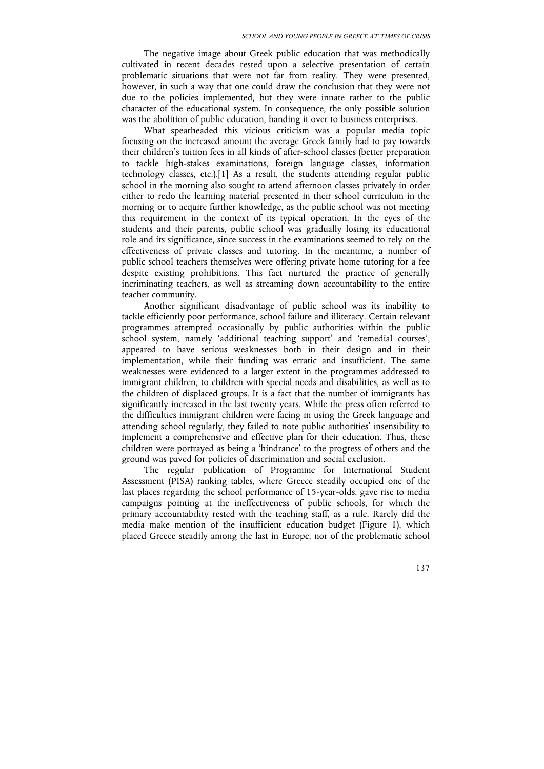The negative image about Greek public education that was methodically cultivated in recent decades rested upon a selective presentation of certain problematic situations that were not far from reality. They were presented, however, in such a way that one could draw the conclusion that they were not due to the policies implemented, but they were innate rather to the public character of the educational system. In consequence, the only possible solution was the abolition of public education, handing it over to business enterprises.

What spearheaded this vicious criticism was a popular media topic focusing on the increased amount the average Greek family had to pay towards their children's tuition fees in all kinds of after-school classes (better preparation to tackle high-stakes examinations, foreign language classes, information technology classes, etc.).[1] As a result, the students attending regular public school in the morning also sought to attend afternoon classes privately in order either to redo the learning material presented in their school curriculum in the morning or to acquire further knowledge, as the public school was not meeting this requirement in the context of its typical operation. In the eyes of the students and their parents, public school was gradually losing its educational role and its significance, since success in the examinations seemed to rely on the effectiveness of private classes and tutoring. In the meantime, a number of public school teachers themselves were offering private home tutoring for a fee despite existing prohibitions. This fact nurtured the practice of generally incriminating teachers, as well as streaming down accountability to the entire teacher community.

Another significant disadvantage of public school was its inability to tackle efficiently poor performance, school failure and illiteracy. Certain relevant programmes attempted occasionally by public authorities within the public school system, namely 'additional teaching support' and 'remedial courses', appeared to have serious weaknesses both in their design and in their implementation, while their funding was erratic and insufficient. The same weaknesses were evidenced to a larger extent in the programmes addressed to immigrant children, to children with special needs and disabilities, as well as to the children of displaced groups. It is a fact that the number of immigrants has significantly increased in the last twenty years. While the press often referred to the difficulties immigrant children were facing in using the Greek language and attending school regularly, they failed to note public authorities' insensibility to implement a comprehensive and effective plan for their education. Thus, these children were portrayed as being a 'hindrance' to the progress of others and the ground was paved for policies of discrimination and social exclusion.

The regular publication of Programme for International Student Assessment (PISA) ranking tables, where Greece steadily occupied one of the last places regarding the school performance of 15-year-olds, gave rise to media campaigns pointing at the ineffectiveness of public schools, for which the primary accountability rested with the teaching staff, as a rule. Rarely did the media make mention of the insufficient education budget (Figure 1), which placed Greece steadily among the last in Europe, nor of the problematic school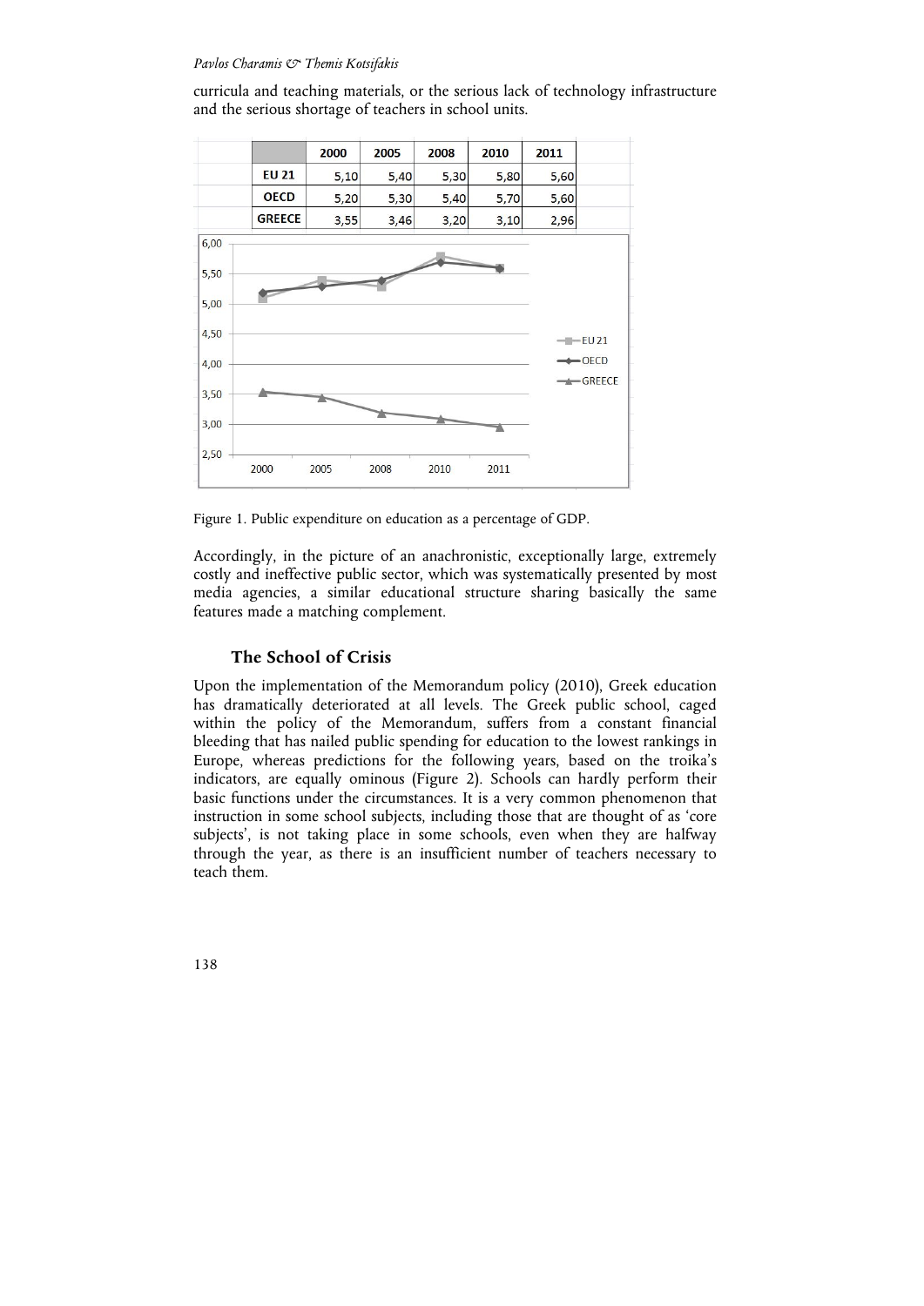curricula and teaching materials, or the serious lack of technology infrastructure and the serious shortage of teachers in school units.

| | 2000 | 2005 | 2008 | 2010 | 2011 |
|---|---|---|---|---|---|
| EU 21 | 5,10 | 5,40 | 5,30 | 5,80 | 5,60 |
| OECD | 5,20 | 5,30 | 5,40 | 5,70 | 5,60 |
| GREECE | 3,55 | 3,46 | 3,20 | 3,10 | 2,96 |

Figure 1. Public expenditure on education as a percentage of GDP.

Accordingly, in the picture of an anachronistic, exceptionally large, extremely costly and ineffective public sector, which was systematically presented by most media agencies, a similar educational structure sharing basically the same features made a matching complement.

## The School of Crisis

Upon the implementation of the Memorandum policy (2010), Greek education has dramatically deteriorated at all levels. The Greek public school, caged within the policy of the Memorandum, suffers from a constant financial bleeding that has nailed public spending for education to the lowest rankings in Europe, whereas predictions for the following years, based on the troika's indicators, are equally ominous (Figure 2). Schools can hardly perform their basic functions under the circumstances. It is a very common phenomenon that instruction in some school subjects, including those that are thought of as 'core subjects', is not taking place in some schools, even when they are halfway through the year, as there is an insufficient number of teachers necessary to teach them.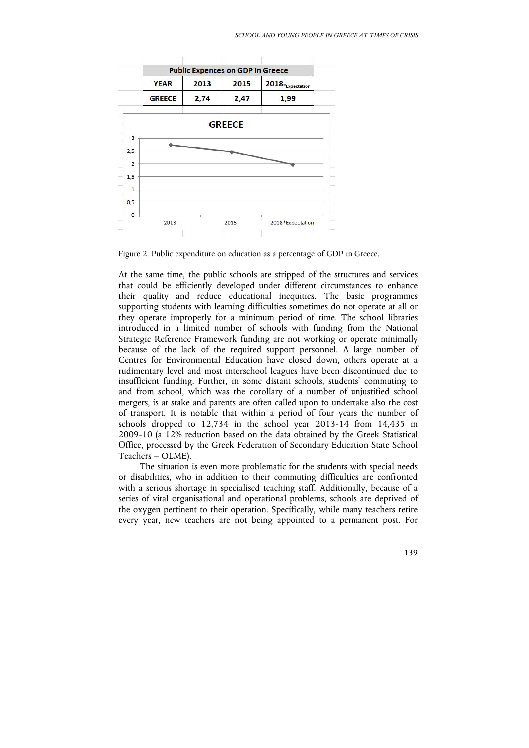| Public Expences on GDP in Greece | | | |
|---|---|---|---|
| YEAR | 2013 | 2015 | 2018*Expectation |
| GREECE | 2,74 | 2,47 | 1,99 |

Figure 2. Public expenditure on education as a percentage of GDP in Greece.

At the same time, the public schools are stripped of the structures and services that could be efficiently developed under different circumstances to enhance their quality and reduce educational inequities. The basic programmes supporting students with learning difficulties sometimes do not operate at all or they operate improperly for a minimum period of time. The school libraries introduced in a limited number of schools with funding from the National Strategic Reference Framework funding are not working or operate minimally because of the lack of the required support personnel. A large number of Centres for Environmental Education have closed down, others operate at a rudimentary level and most interschool leagues have been discontinued due to insufficient funding. Further, in some distant schools, students' commuting to and from school, which was the corollary of a number of unjustified school mergers, is at stake and parents are often called upon to undertake also the cost of transport. It is notable that within a period of four years the number of schools dropped to 12,734 in the school year 2013-14 from 14,435 in 2009-10 (a 12% reduction based on the data obtained by the Greek Statistical Office, processed by the Greek Federation of Secondary Education State School Teachers – OLME).

The situation is even more problematic for the students with special needs or disabilities, who in addition to their commuting difficulties are confronted with a serious shortage in specialised teaching staff. Additionally, because of a series of vital organisational and operational problems, schools are deprived of the oxygen pertinent to their operation. Specifically, while many teachers retire every year, new teachers are not being appointed to a permanent post. For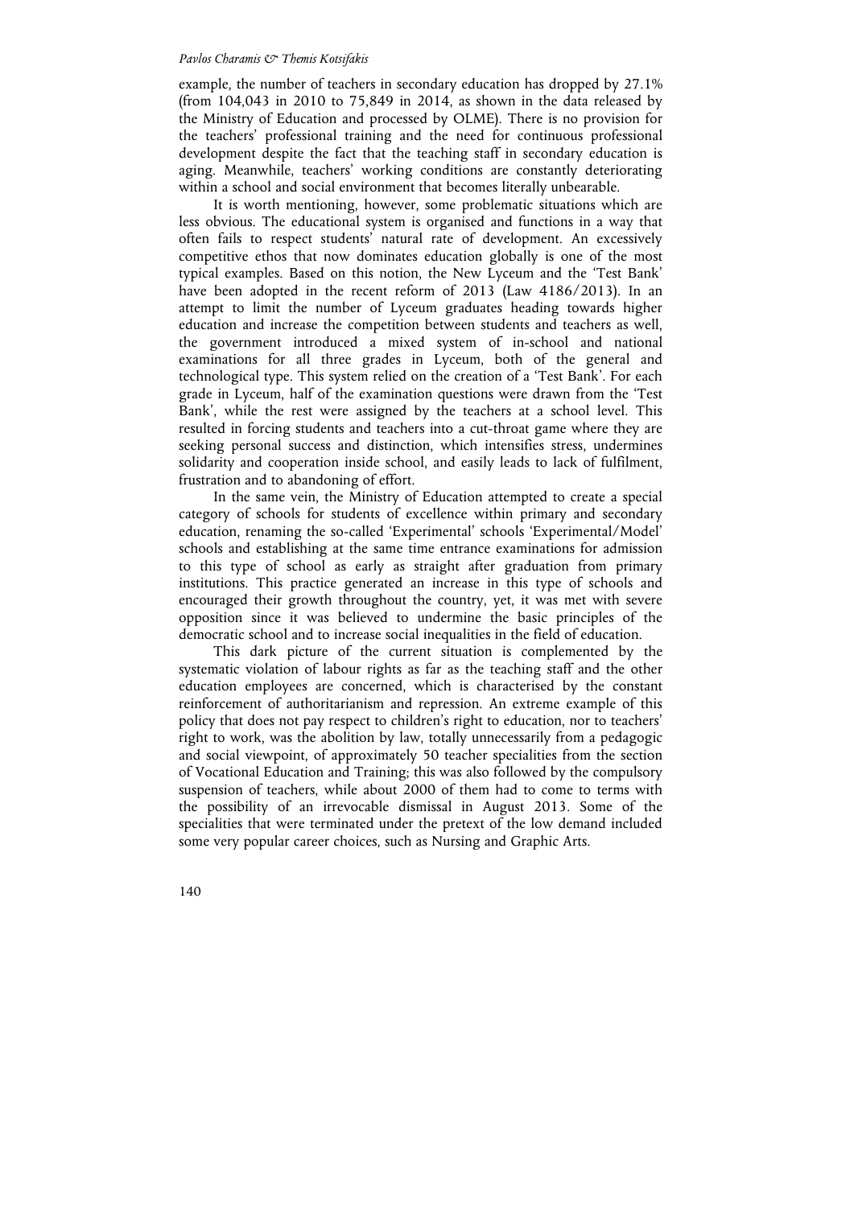example, the number of teachers in secondary education has dropped by 27.1% (from 104,043 in 2010 to 75,849 in 2014, as shown in the data released by the Ministry of Education and processed by OLME). There is no provision for the teachers' professional training and the need for continuous professional development despite the fact that the teaching staff in secondary education is aging. Meanwhile, teachers' working conditions are constantly deteriorating within a school and social environment that becomes literally unbearable.

It is worth mentioning, however, some problematic situations which are less obvious. The educational system is organised and functions in a way that often fails to respect students' natural rate of development. An excessively competitive ethos that now dominates education globally is one of the most typical examples. Based on this notion, the New Lyceum and the 'Test Bank' have been adopted in the recent reform of 2013 (Law 4186/2013). In an attempt to limit the number of Lyceum graduates heading towards higher education and increase the competition between students and teachers as well, the government introduced a mixed system of in-school and national examinations for all three grades in Lyceum, both of the general and technological type. This system relied on the creation of a 'Test Bank'. For each grade in Lyceum, half of the examination questions were drawn from the 'Test Bank', while the rest were assigned by the teachers at a school level. This resulted in forcing students and teachers into a cut-throat game where they are seeking personal success and distinction, which intensifies stress, undermines solidarity and cooperation inside school, and easily leads to lack of fulfilment, frustration and to abandoning of effort.

In the same vein, the Ministry of Education attempted to create a special category of schools for students of excellence within primary and secondary education, renaming the so-called 'Experimental' schools 'Experimental/Model' schools and establishing at the same time entrance examinations for admission to this type of school as early as straight after graduation from primary institutions. This practice generated an increase in this type of schools and encouraged their growth throughout the country, yet, it was met with severe opposition since it was believed to undermine the basic principles of the democratic school and to increase social inequalities in the field of education.

This dark picture of the current situation is complemented by the systematic violation of labour rights as far as the teaching staff and the other education employees are concerned, which is characterised by the constant reinforcement of authoritarianism and repression. An extreme example of this policy that does not pay respect to children's right to education, nor to teachers' right to work, was the abolition by law, totally unnecessarily from a pedagogic and social viewpoint, of approximately 50 teacher specialities from the section of Vocational Education and Training; this was also followed by the compulsory suspension of teachers, while about 2000 of them had to come to terms with the possibility of an irrevocable dismissal in August 2013. Some of the specialities that were terminated under the pretext of the low demand included some very popular career choices, such as Nursing and Graphic Arts.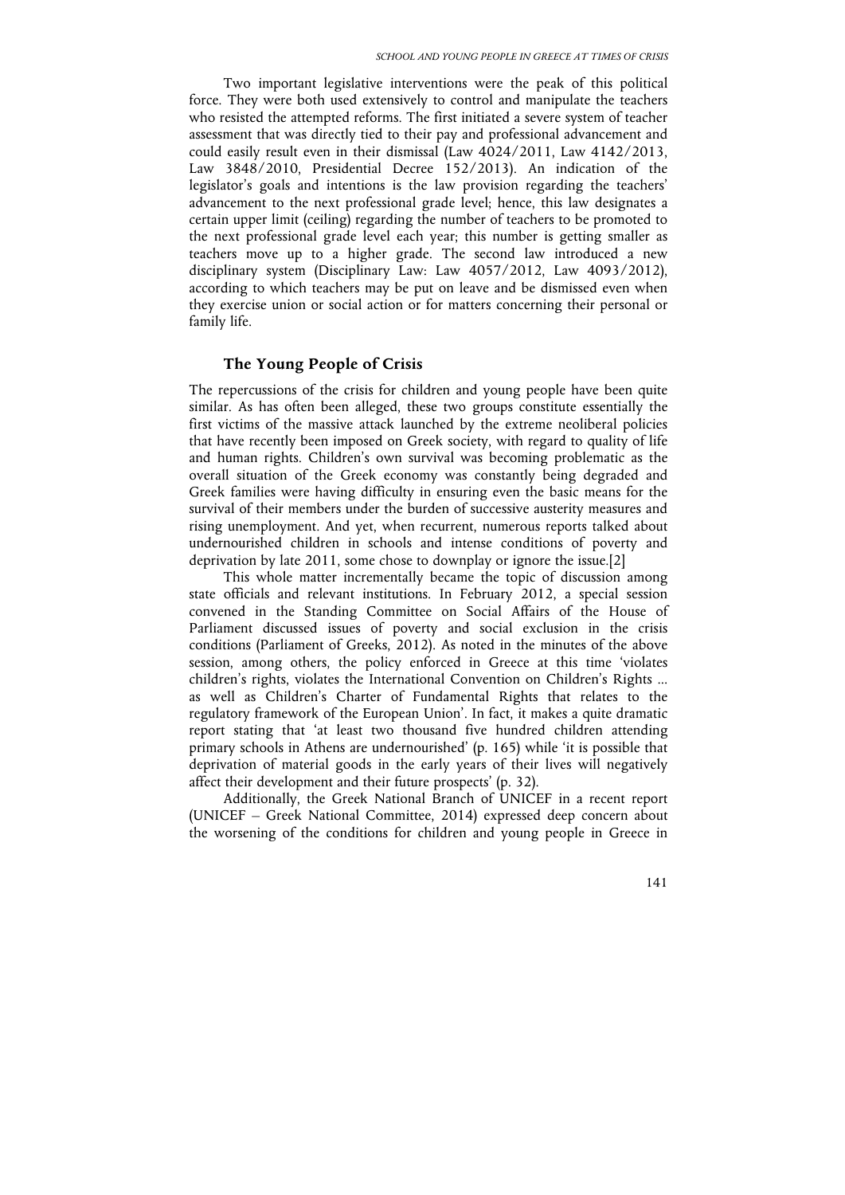Two important legislative interventions were the peak of this political force. They were both used extensively to control and manipulate the teachers who resisted the attempted reforms. The first initiated a severe system of teacher assessment that was directly tied to their pay and professional advancement and could easily result even in their dismissal (Law 4024/2011, Law 4142/2013, Law 3848/2010, Presidential Decree 152/2013). An indication of the legislator's goals and intentions is the law provision regarding the teachers' advancement to the next professional grade level; hence, this law designates a certain upper limit (ceiling) regarding the number of teachers to be promoted to the next professional grade level each year; this number is getting smaller as teachers move up to a higher grade. The second law introduced a new disciplinary system (Disciplinary Law: Law 4057/2012, Law 4093/2012), according to which teachers may be put on leave and be dismissed even when they exercise union or social action or for matters concerning their personal or family life.

## The Young People of Crisis

The repercussions of the crisis for children and young people have been quite similar. As has often been alleged, these two groups constitute essentially the first victims of the massive attack launched by the extreme neoliberal policies that have recently been imposed on Greek society, with regard to quality of life and human rights. Children's own survival was becoming problematic as the overall situation of the Greek economy was constantly being degraded and Greek families were having difficulty in ensuring even the basic means for the survival of their members under the burden of successive austerity measures and rising unemployment. And yet, when recurrent, numerous reports talked about undernourished children in schools and intense conditions of poverty and deprivation by late 2011, some chose to downplay or ignore the issue.[2]

This whole matter incrementally became the topic of discussion among state officials and relevant institutions. In February 2012, a special session convened in the Standing Committee on Social Affairs of the House of Parliament discussed issues of poverty and social exclusion in the crisis conditions (Parliament of Greeks, 2012). As noted in the minutes of the above session, among others, the policy enforced in Greece at this time 'violates children's rights, violates the International Convention on Children's Rights ... as well as Children's Charter of Fundamental Rights that relates to the regulatory framework of the European Union'. In fact, it makes a quite dramatic report stating that 'at least two thousand five hundred children attending primary schools in Athens are undernourished' (p. 165) while 'it is possible that deprivation of material goods in the early years of their lives will negatively affect their development and their future prospects' (p. 32).

Additionally, the Greek National Branch of UNICEF in a recent report (UNICEF – Greek National Committee, 2014) expressed deep concern about the worsening of the conditions for children and young people in Greece in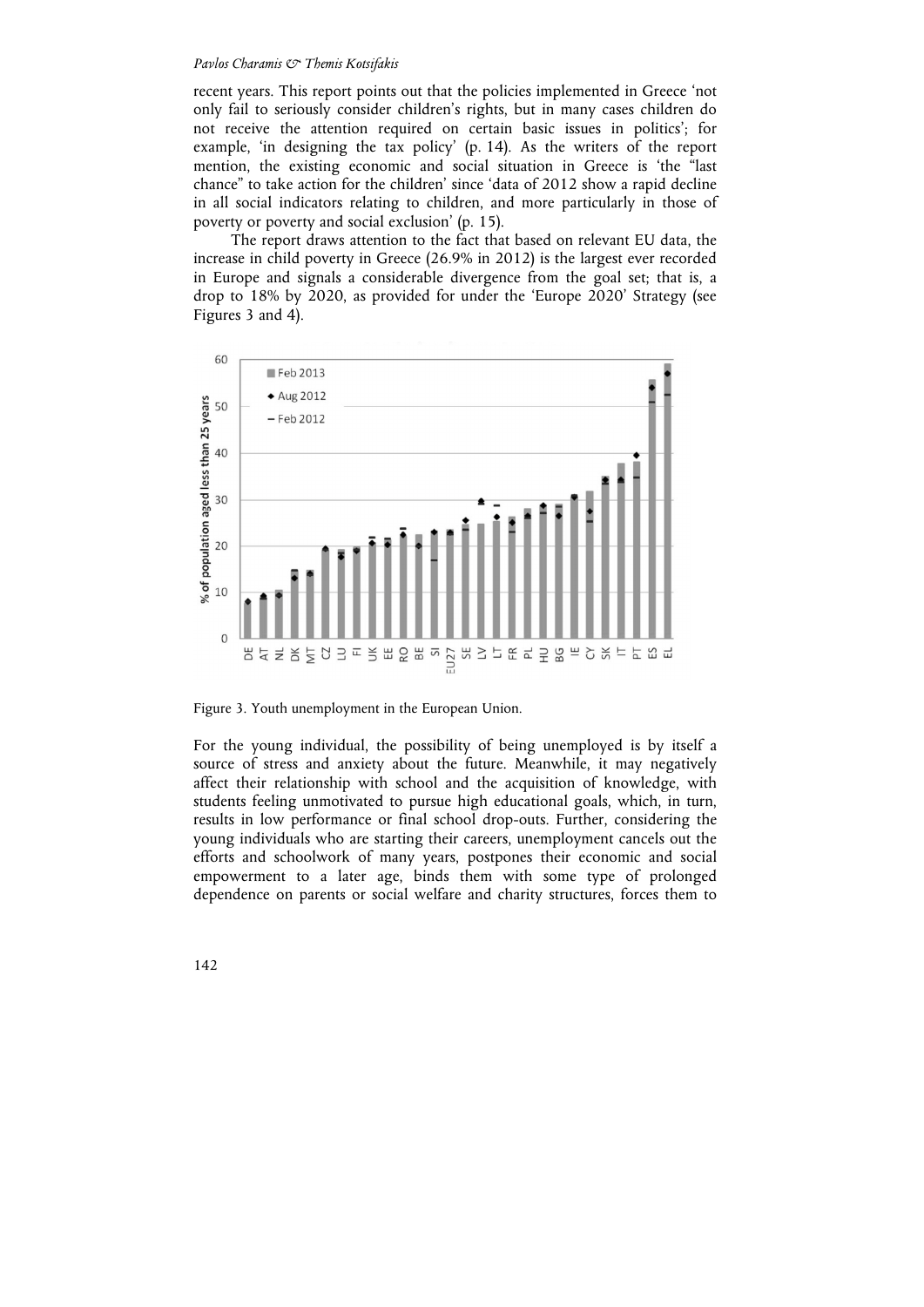recent years. This report points out that the policies implemented in Greece 'not only fail to seriously consider children's rights, but in many cases children do not receive the attention required on certain basic issues in politics'; for example, 'in designing the tax policy' (p. 14). As the writers of the report mention, the existing economic and social situation in Greece is 'the "last chance" to take action for the children' since 'data of 2012 show a rapid decline in all social indicators relating to children, and more particularly in those of poverty or poverty and social exclusion' (p. 15).

The report draws attention to the fact that based on relevant EU data, the increase in child poverty in Greece (26.9% in 2012) is the largest ever recorded in Europe and signals a considerable divergence from the goal set; that is, a drop to 18% by 2020, as provided for under the 'Europe 2020' Strategy (see Figures 3 and 4).

Figure 3. Youth unemployment in the European Union.

For the young individual, the possibility of being unemployed is by itself a source of stress and anxiety about the future. Meanwhile, it may negatively affect their relationship with school and the acquisition of knowledge, with students feeling unmotivated to pursue high educational goals, which, in turn, results in low performance or final school drop-outs. Further, considering the young individuals who are starting their careers, unemployment cancels out the efforts and schoolwork of many years, postpones their economic and social empowerment to a later age, binds them with some type of prolonged dependence on parents or social welfare and charity structures, forces them to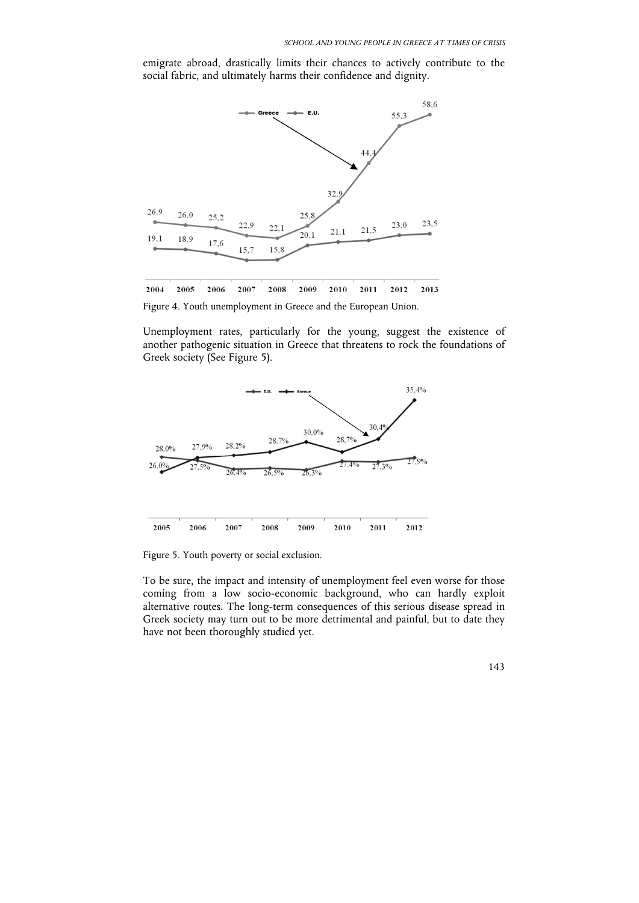emigrate abroad, drastically limits their chances to actively contribute to the social fabric, and ultimately harms their confidence and dignity.

Figure 4. Youth unemployment in Greece and the European Union.

Unemployment rates, particularly for the young, suggest the existence of another pathogenic situation in Greece that threatens to rock the foundations of Greek society (See Figure 5).

Figure 5. Youth poverty or social exclusion.

To be sure, the impact and intensity of unemployment feel even worse for those coming from a low socio-economic background, who can hardly exploit alternative routes. The long-term consequences of this serious disease spread in Greek society may turn out to be more detrimental and painful, but to date they have not been thoroughly studied yet.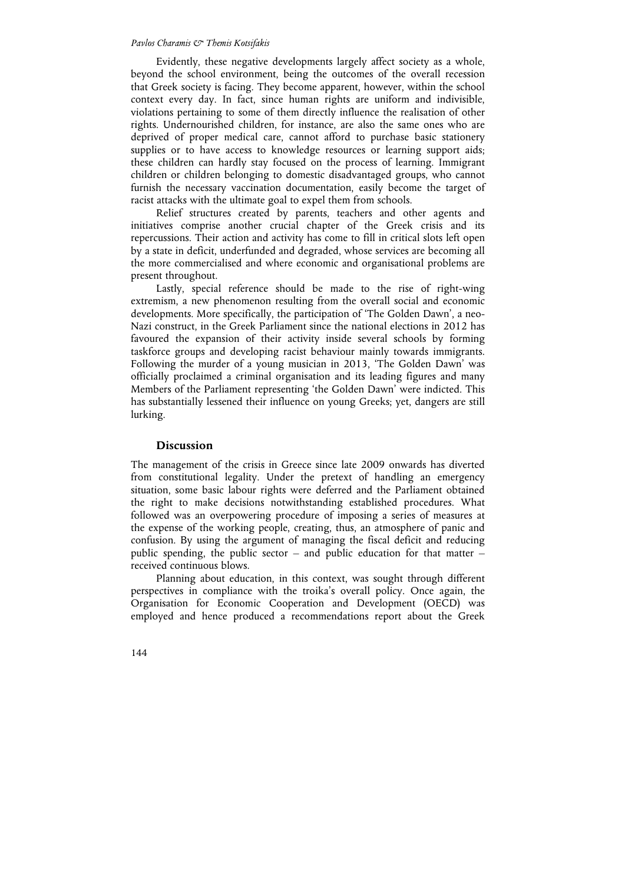Evidently, these negative developments largely affect society as a whole, beyond the school environment, being the outcomes of the overall recession that Greek society is facing. They become apparent, however, within the school context every day. In fact, since human rights are uniform and indivisible, violations pertaining to some of them directly influence the realisation of other rights. Undernourished children, for instance, are also the same ones who are deprived of proper medical care, cannot afford to purchase basic stationery supplies or to have access to knowledge resources or learning support aids; these children can hardly stay focused on the process of learning. Immigrant children or children belonging to domestic disadvantaged groups, who cannot furnish the necessary vaccination documentation, easily become the target of racist attacks with the ultimate goal to expel them from schools.

Relief structures created by parents, teachers and other agents and initiatives comprise another crucial chapter of the Greek crisis and its repercussions. Their action and activity has come to fill in critical slots left open by a state in deficit, underfunded and degraded, whose services are becoming all the more commercialised and where economic and organisational problems are present throughout.

Lastly, special reference should be made to the rise of right-wing extremism, a new phenomenon resulting from the overall social and economic developments. More specifically, the participation of 'The Golden Dawn', a neo-Nazi construct, in the Greek Parliament since the national elections in 2012 has favoured the expansion of their activity inside several schools by forming taskforce groups and developing racist behaviour mainly towards immigrants. Following the murder of a young musician in 2013, 'The Golden Dawn' was officially proclaimed a criminal organisation and its leading figures and many Members of the Parliament representing 'the Golden Dawn' were indicted. This has substantially lessened their influence on young Greeks; yet, dangers are still lurking.

## Discussion

The management of the crisis in Greece since late 2009 onwards has diverted from constitutional legality. Under the pretext of handling an emergency situation, some basic labour rights were deferred and the Parliament obtained the right to make decisions notwithstanding established procedures. What followed was an overpowering procedure of imposing a series of measures at the expense of the working people, creating, thus, an atmosphere of panic and confusion. By using the argument of managing the fiscal deficit and reducing public spending, the public sector – and public education for that matter – received continuous blows.

Planning about education, in this context, was sought through different perspectives in compliance with the troika's overall policy. Once again, the Organisation for Economic Cooperation and Development (OECD) was employed and hence produced a recommendations report about the Greek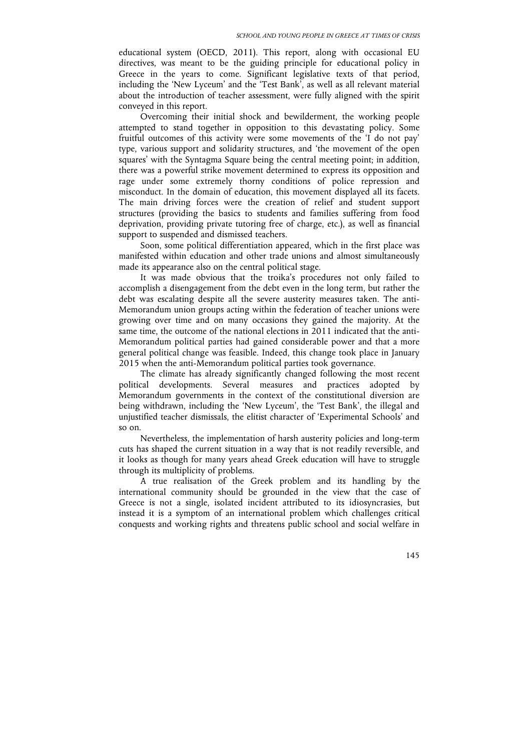educational system (OECD, 2011). This report, along with occasional EU directives, was meant to be the guiding principle for educational policy in Greece in the years to come. Significant legislative texts of that period, including the 'New Lyceum' and the 'Test Bank', as well as all relevant material about the introduction of teacher assessment, were fully aligned with the spirit conveyed in this report.

Overcoming their initial shock and bewilderment, the working people attempted to stand together in opposition to this devastating policy. Some fruitful outcomes of this activity were some movements of the 'I do not pay' type, various support and solidarity structures, and 'the movement of the open squares' with the Syntagma Square being the central meeting point; in addition, there was a powerful strike movement determined to express its opposition and rage under some extremely thorny conditions of police repression and misconduct. In the domain of education, this movement displayed all its facets. The main driving forces were the creation of relief and student support structures (providing the basics to students and families suffering from food deprivation, providing private tutoring free of charge, etc.), as well as financial support to suspended and dismissed teachers.

Soon, some political differentiation appeared, which in the first place was manifested within education and other trade unions and almost simultaneously made its appearance also on the central political stage.

It was made obvious that the troika's procedures not only failed to accomplish a disengagement from the debt even in the long term, but rather the debt was escalating despite all the severe austerity measures taken. The anti-Memorandum union groups acting within the federation of teacher unions were growing over time and on many occasions they gained the majority. At the same time, the outcome of the national elections in 2011 indicated that the anti-Memorandum political parties had gained considerable power and that a more general political change was feasible. Indeed, this change took place in January 2015 when the anti-Memorandum political parties took governance.

The climate has already significantly changed following the most recent political developments. Several measures and practices adopted by Memorandum governments in the context of the constitutional diversion are being withdrawn, including the 'New Lyceum', the 'Test Bank', the illegal and unjustified teacher dismissals, the elitist character of 'Experimental Schools' and so on.

Nevertheless, the implementation of harsh austerity policies and long-term cuts has shaped the current situation in a way that is not readily reversible, and it looks as though for many years ahead Greek education will have to struggle through its multiplicity of problems.

A true realisation of the Greek problem and its handling by the international community should be grounded in the view that the case of Greece is not a single, isolated incident attributed to its idiosyncrasies, but instead it is a symptom of an international problem which challenges critical conquests and working rights and threatens public school and social welfare in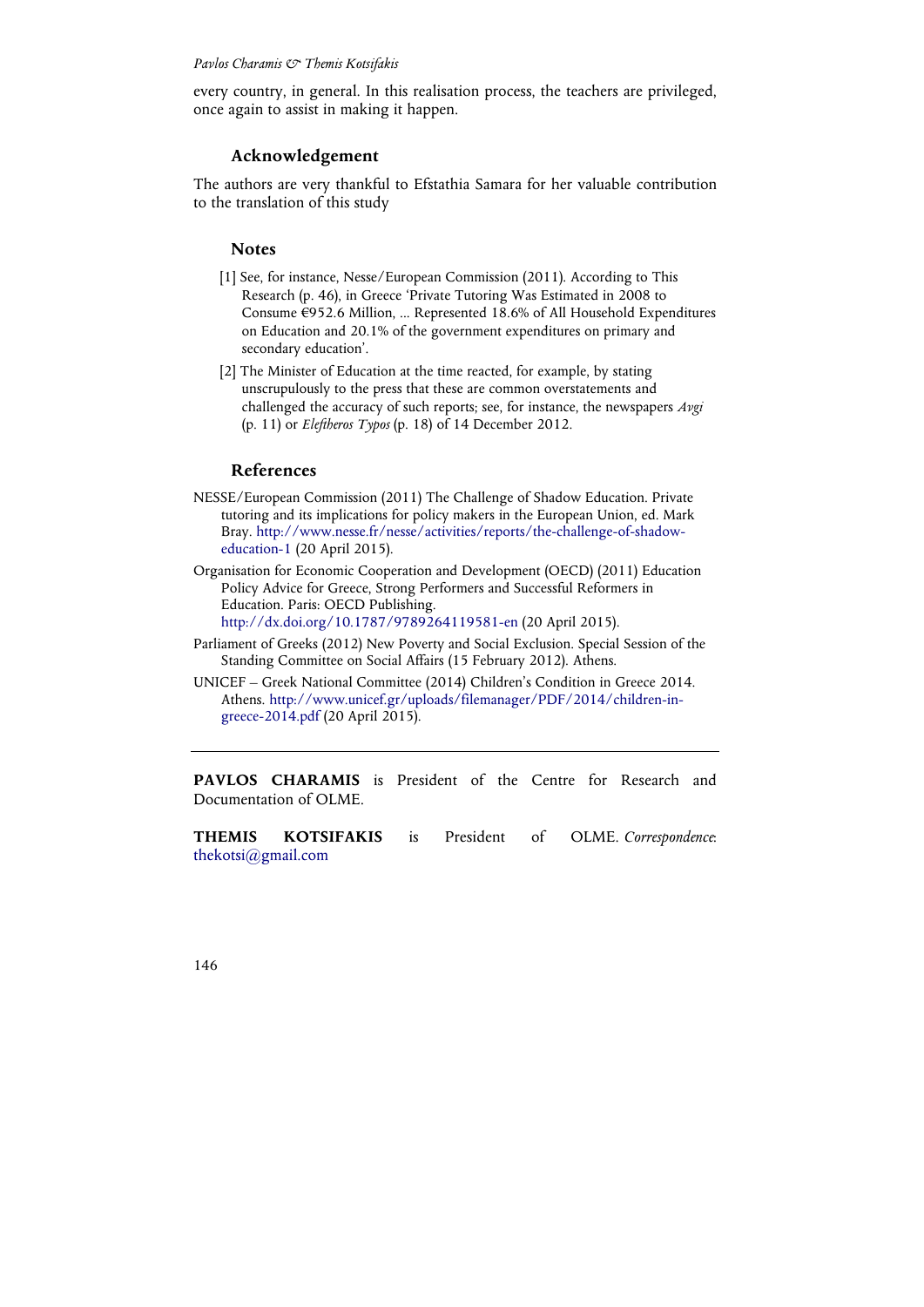every country, in general. In this realisation process, the teachers are privileged, once again to assist in making it happen.

## Acknowledgement

The authors are very thankful to Efstathia Samara for her valuable contribution to the translation of this study

## Notes

[1] See, for instance, Nesse/European Commission (2011). According to This Research (p. 46), in Greece 'Private Tutoring Was Estimated in 2008 to Consume €952.6 Million, ... Represented 18.6% of All Household Expenditures on Education and 20.1% of the government expenditures on primary and secondary education'.

[2] The Minister of Education at the time reacted, for example, by stating unscrupulously to the press that these are common overstatements and challenged the accuracy of such reports; see, for instance, the newspapers *Avgi* (p. 11) or *Eleftheros Typos* (p. 18) of 14 December 2012.

## References

NESSE/European Commission (2011) The Challenge of Shadow Education. Private tutoring and its implications for policy makers in the European Union, ed. Mark Bray. http://www.nesse.fr/nesse/activities/reports/the-challenge-of-shadow-education-1 (20 April 2015).

Organisation for Economic Cooperation and Development (OECD) (2011) Education Policy Advice for Greece, Strong Performers and Successful Reformers in Education. Paris: OECD Publishing. http://dx.doi.org/10.1787/9789264119581-en (20 April 2015).

Parliament of Greeks (2012) New Poverty and Social Exclusion. Special Session of the Standing Committee on Social Affairs (15 February 2012). Athens.

UNICEF – Greek National Committee (2014) Children's Condition in Greece 2014. Athens. http://www.unicef.gr/uploads/filemanager/PDF/2014/children-in-greece-2014.pdf (20 April 2015).

---

**PAVLOS CHARAMIS** is President of the Centre for Research and Documentation of OLME.

**THEMIS KOTSIFAKIS** is President of OLME. *Correspondence*: thekotsi@gmail.com